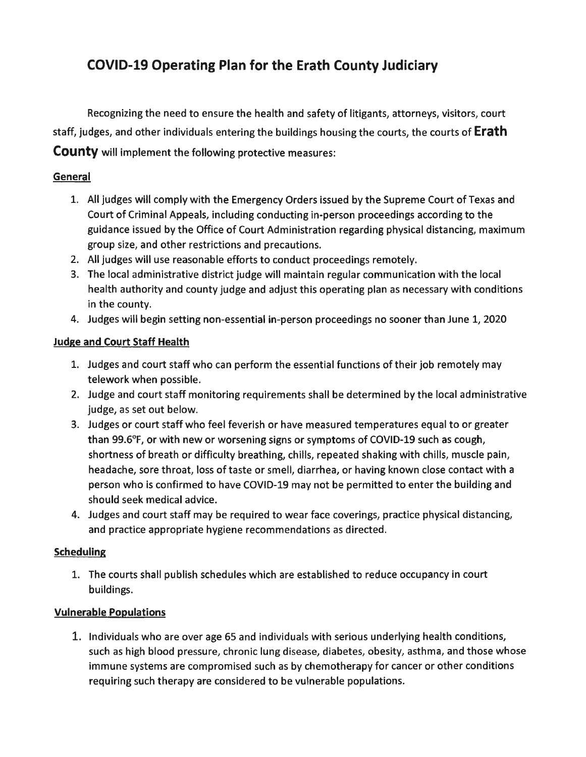# COVID-19 Operating Plan for the Erath County Judiciary

Recognizing the need to ensure the health and safety of litigants, attorneys, visitors, court staff, judges, and other individuals entering the buildings housing the courts, the courts of **Erath County** will implement the following protective measures:

## General

1. All judges will comply with the Emergency Orders issued by the Supreme Court of Texas and Court of Criminal Appeals, including conducting in-person proceedings according to the guidance issued by the Office of Court Administration regarding physical distancing, maximum group size, and other restrictions and precautions.
2. All judges will use reasonable efforts to conduct proceedings remotely.
3. The local administrative district judge will maintain regular communication with the local health authority and county judge and adjust this operating plan as necessary with conditions in the county.
4. Judges will begin setting non-essential in-person proceedings no sooner than June 1, 2020

## Judge and Court Staff Health

1. Judges and court staff who can perform the essential functions of their job remotely may telework when possible.
2. Judge and court staff monitoring requirements shall be determined by the local administrative judge, as set out below.
3. Judges or court staff who feel feverish or have measured temperatures equal to or greater than 99.6°F, or with new or worsening signs or symptoms of COVID-19 such as cough, shortness of breath or difficulty breathing, chills, repeated shaking with chills, muscle pain, headache, sore throat, loss of taste or smell, diarrhea, or having known close contact with a person who is confirmed to have COVID-19 may not be permitted to enter the building and should seek medical advice.
4. Judges and court staff may be required to wear face coverings, practice physical distancing, and practice appropriate hygiene recommendations as directed.

## Scheduling

1. The courts shall publish schedules which are established to reduce occupancy in court buildings.

## Vulnerable Populations

1. Individuals who are over age 65 and individuals with serious underlying health conditions, such as high blood pressure, chronic lung disease, diabetes, obesity, asthma, and those whose immune systems are compromised such as by chemotherapy for cancer or other conditions requiring such therapy are considered to be vulnerable populations.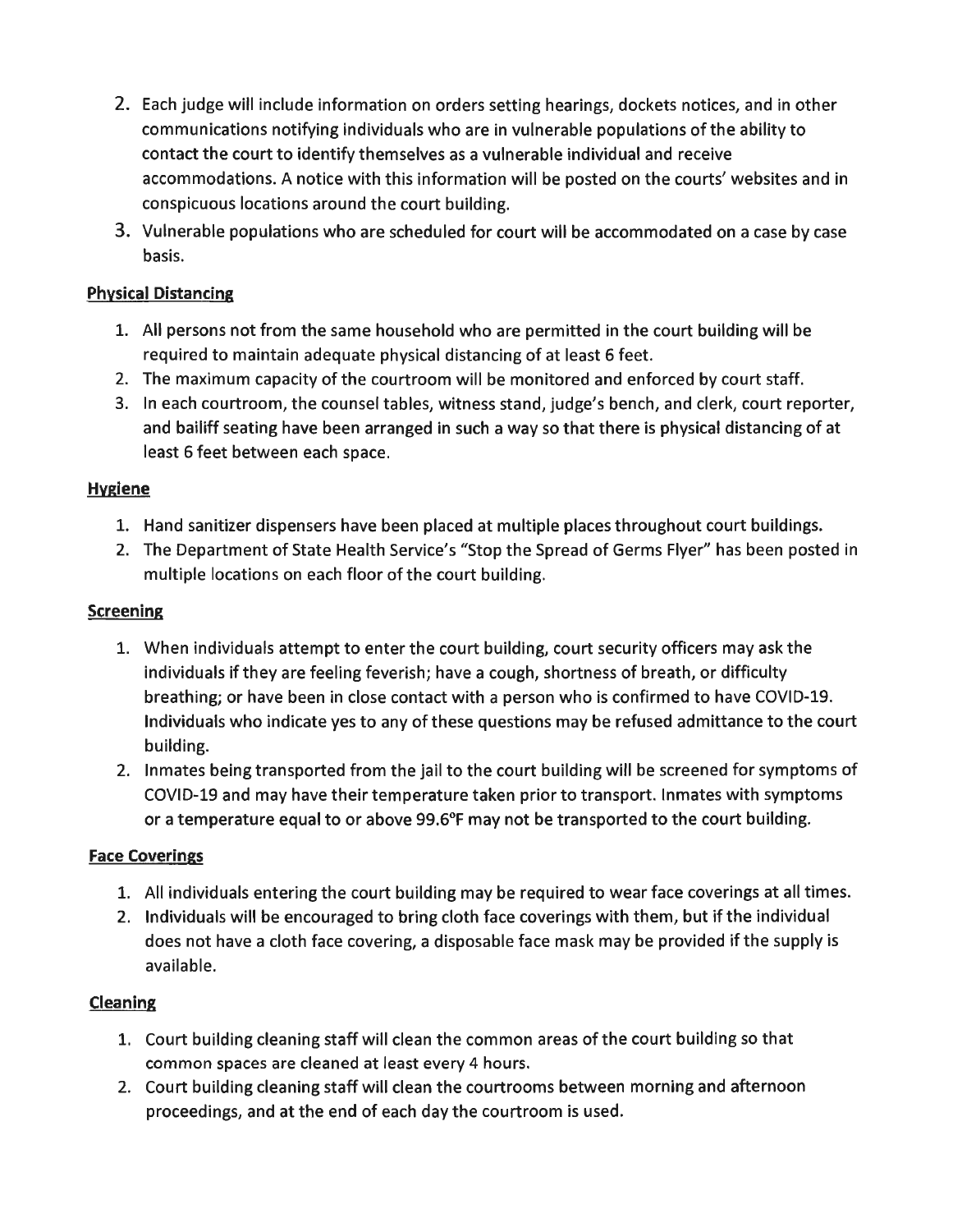2. Each judge will include information on orders setting hearings, dockets notices, and in other communications notifying individuals who are in vulnerable populations of the ability to contact the court to identify themselves as a vulnerable individual and receive accommodations. A notice with this information will be posted on the courts' websites and in conspicuous locations around the court building.
3. Vulnerable populations who are scheduled for court will be accommodated on a case by case basis.

**Physical Distancing**

1. All persons not from the same household who are permitted in the court building will be required to maintain adequate physical distancing of at least 6 feet.
2. The maximum capacity of the courtroom will be monitored and enforced by court staff.
3. In each courtroom, the counsel tables, witness stand, judge's bench, and clerk, court reporter, and bailiff seating have been arranged in such a way so that there is physical distancing of at least 6 feet between each space.

**Hygiene**

1. Hand sanitizer dispensers have been placed at multiple places throughout court buildings.
2. The Department of State Health Service's "Stop the Spread of Germs Flyer" has been posted in multiple locations on each floor of the court building.

**Screening**

1. When individuals attempt to enter the court building, court security officers may ask the individuals if they are feeling feverish; have a cough, shortness of breath, or difficulty breathing; or have been in close contact with a person who is confirmed to have COVID-19. Individuals who indicate yes to any of these questions may be refused admittance to the court building.
2. Inmates being transported from the jail to the court building will be screened for symptoms of COVID-19 and may have their temperature taken prior to transport. Inmates with symptoms or a temperature equal to or above 99.6°F may not be transported to the court building.

**Face Coverings**

1. All individuals entering the court building may be required to wear face coverings at all times.
2. Individuals will be encouraged to bring cloth face coverings with them, but if the individual does not have a cloth face covering, a disposable face mask may be provided if the supply is available.

**Cleaning**

1. Court building cleaning staff will clean the common areas of the court building so that common spaces are cleaned at least every 4 hours.
2. Court building cleaning staff will clean the courtrooms between morning and afternoon proceedings, and at the end of each day the courtroom is used.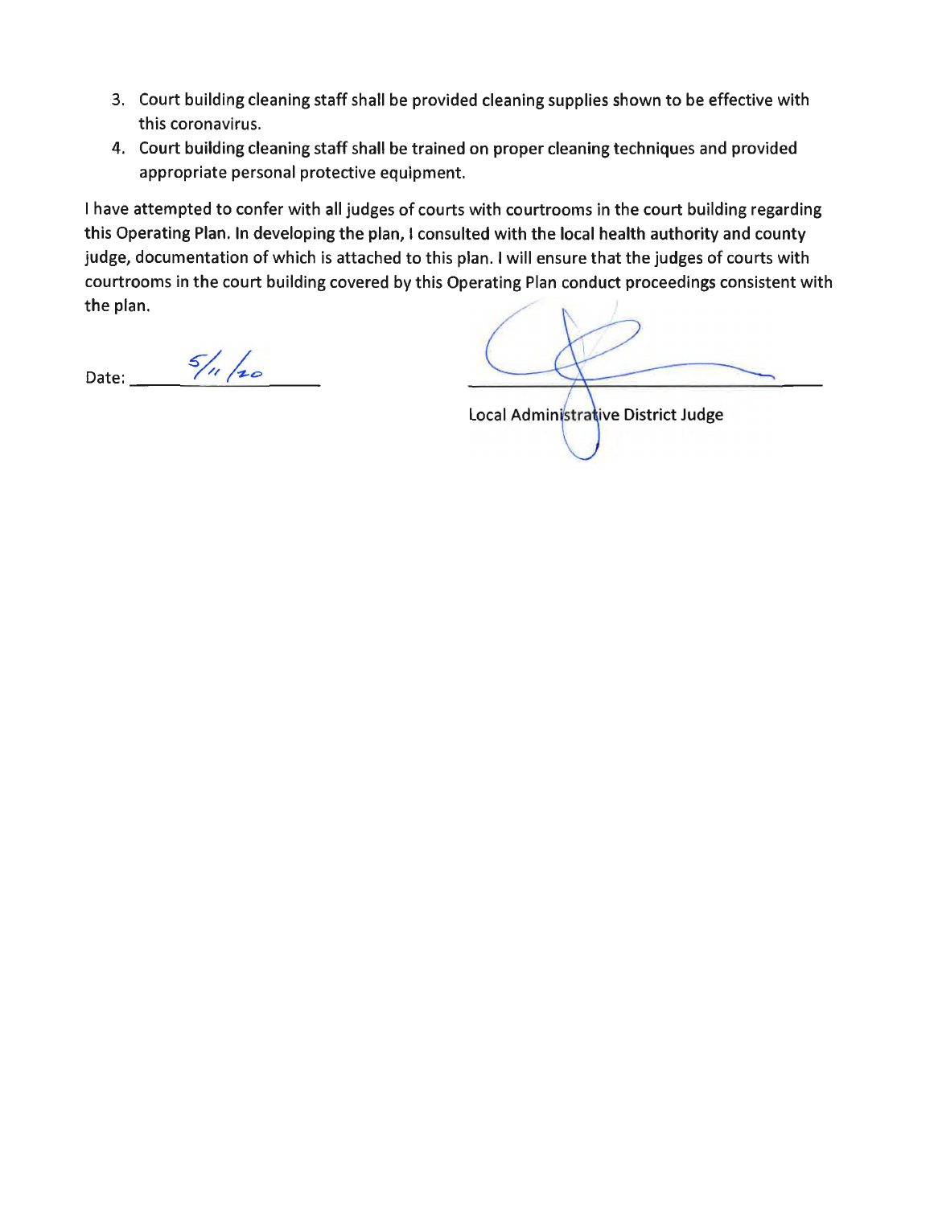3. Court building cleaning staff shall be provided cleaning supplies shown to be effective with this coronavirus.
4. Court building cleaning staff shall be trained on proper cleaning techniques and provided appropriate personal protective equipment.

I have attempted to confer with all judges of courts with courtrooms in the court building regarding this Operating Plan. In developing the plan, I consulted with the local health authority and county judge, documentation of which is attached to this plan. I will ensure that the judges of courts with courtrooms in the court building covered by this Operating Plan conduct proceedings consistent with the plan.

Date: 5/11/20

Local Administrative District Judge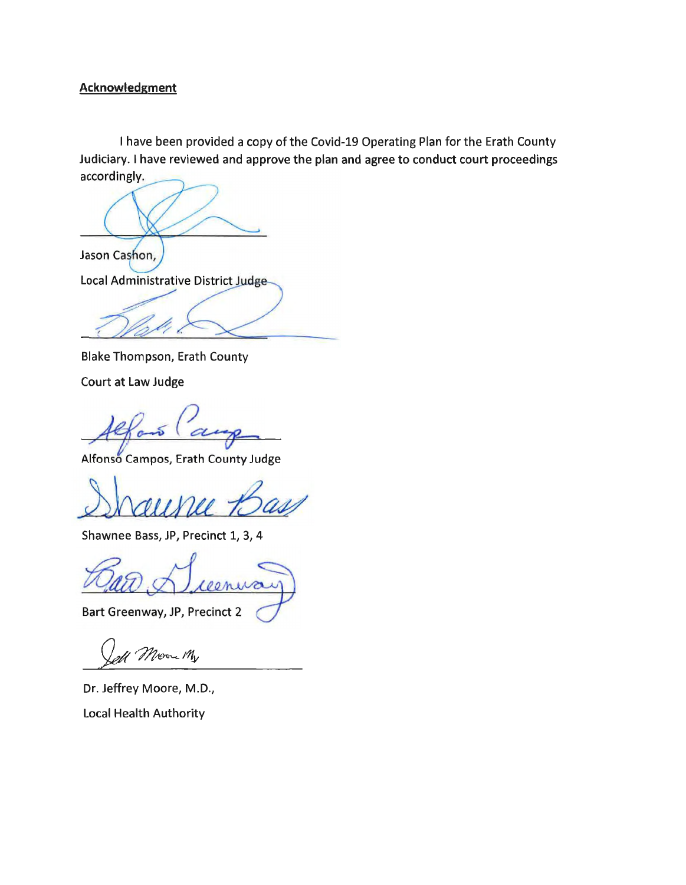**Acknowledgment**

I have been provided a copy of the Covid-19 Operating Plan for the Erath County Judiciary. I have reviewed and approve the plan and agree to conduct court proceedings accordingly.

Jason Cashon,

Local Administrative District Judge

Blake Thompson, Erath County

Court at Law Judge

Alfonso Campos, Erath County Judge

Shawnee Bass, JP, Precinct 1, 3, 4

Bart Greenway, JP, Precinct 2

Dr. Jeffrey Moore, M.D.,

Local Health Authority